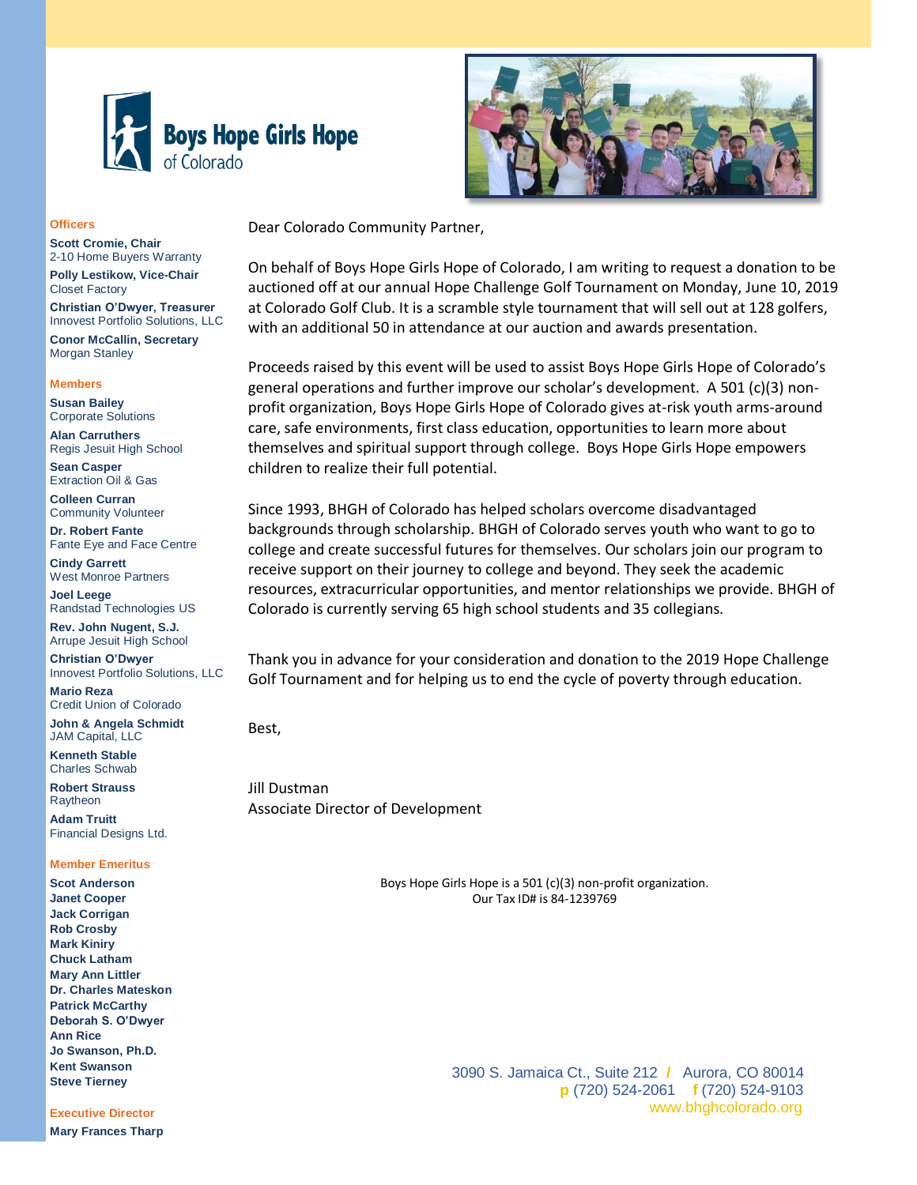# Boys Hope Girls Hope of Colorado

**Officers**

**Scott Cromie, Chair**
2-10 Home Buyers Warranty

**Polly Lestikow, Vice-Chair**
Closet Factory

**Christian O'Dwyer, Treasurer**
Innovest Portfolio Solutions, LLC

**Conor McCallin, Secretary**
Morgan Stanley

**Members**

**Susan Bailey**
Corporate Solutions

**Alan Carruthers**
Regis Jesuit High School

**Sean Casper**
Extraction Oil & Gas

**Colleen Curran**
Community Volunteer

**Dr. Robert Fante**
Fante Eye and Face Centre

**Cindy Garrett**
West Monroe Partners

**Joel Leege**
Randstad Technologies US

**Rev. John Nugent, S.J.**
Arrupe Jesuit High School

**Christian O'Dwyer**
Innovest Portfolio Solutions, LLC

**Mario Reza**
Credit Union of Colorado

**John & Angela Schmidt**
JAM Capital, LLC

**Kenneth Stable**
Charles Schwab

**Robert Strauss**
Raytheon

**Adam Truitt**
Financial Designs Ltd.

**Member Emeritus**

**Scot Anderson**
**Janet Cooper**
**Jack Corrigan**
**Rob Crosby**
**Mark Kiniry**
**Chuck Latham**
**Mary Ann Littler**
**Dr. Charles Mateskon**
**Patrick McCarthy**
**Deborah S. O'Dwyer**
**Ann Rice**
**Jo Swanson, Ph.D.**
**Kent Swanson**
**Steve Tierney**

**Executive Director**

**Mary Frances Tharp**

Dear Colorado Community Partner,

On behalf of Boys Hope Girls Hope of Colorado, I am writing to request a donation to be auctioned off at our annual Hope Challenge Golf Tournament on Monday, June 10, 2019 at Colorado Golf Club. It is a scramble style tournament that will sell out at 128 golfers, with an additional 50 in attendance at our auction and awards presentation.

Proceeds raised by this event will be used to assist Boys Hope Girls Hope of Colorado's general operations and further improve our scholar's development. A 501 (c)(3) non-profit organization, Boys Hope Girls Hope of Colorado gives at-risk youth arms-around care, safe environments, first class education, opportunities to learn more about themselves and spiritual support through college. Boys Hope Girls Hope empowers children to realize their full potential.

Since 1993, BHGH of Colorado has helped scholars overcome disadvantaged backgrounds through scholarship. BHGH of Colorado serves youth who want to go to college and create successful futures for themselves. Our scholars join our program to receive support on their journey to college and beyond. They seek the academic resources, extracurricular opportunities, and mentor relationships we provide. BHGH of Colorado is currently serving 65 high school students and 35 collegians.

Thank you in advance for your consideration and donation to the 2019 Hope Challenge Golf Tournament and for helping us to end the cycle of poverty through education.

Best,

Jill Dustman
Associate Director of Development

Boys Hope Girls Hope is a 501 (c)(3) non-profit organization.
Our Tax ID# is 84-1239769

3090 S. Jamaica Ct., Suite 212 / Aurora, CO 80014
p (720) 524-2061 f (720) 524-9103
www.bhghcolorado.org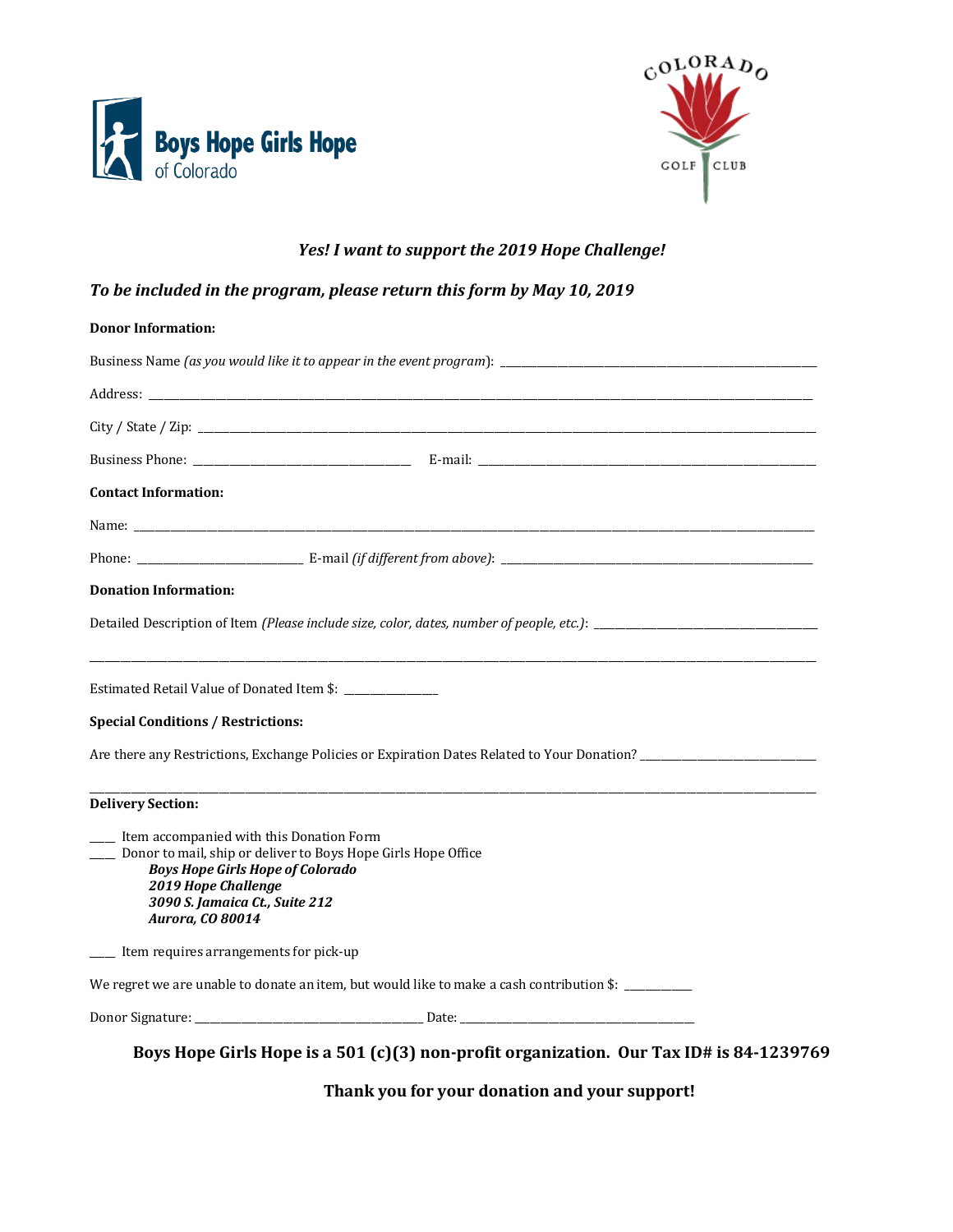*Yes! I want to support the 2019 Hope Challenge!*

***To be included in the program, please return this form by May 10, 2019***

**Donor Information:**

Business Name *(as you would like it to appear in the event program)*: ______________________________

Address: ______________________________

City / State / Zip: ______________________________

Business Phone: ____________________ E-mail: ______________________________

**Contact Information:**

Name: ______________________________

Phone: ______________ E-mail *(if different from above)*: ______________________________

**Donation Information:**

Detailed Description of Item *(Please include size, color, dates, number of people, etc.)*: ____________________

______________________________________________________________________

Estimated Retail Value of Donated Item $: __________

**Special Conditions / Restrictions:**

Are there any Restrictions, Exchange Policies or Expiration Dates Related to Your Donation? ______________

______________________________________________________________________

**Delivery Section:**

____ Item accompanied with this Donation Form
____ Donor to mail, ship or deliver to Boys Hope Girls Hope Office

***Boys Hope Girls Hope of Colorado***
***2019 Hope Challenge***
***3090 S. Jamaica Ct., Suite 212***
***Aurora, CO 80014***

____ Item requires arrangements for pick-up

We regret we are unable to donate an item, but would like to make a cash contribution $: ________

Donor Signature: ____________________ Date: ____________________

**Boys Hope Girls Hope is a 501 (c)(3) non-profit organization. Our Tax ID# is 84-1239769**

**Thank you for your donation and your support!**